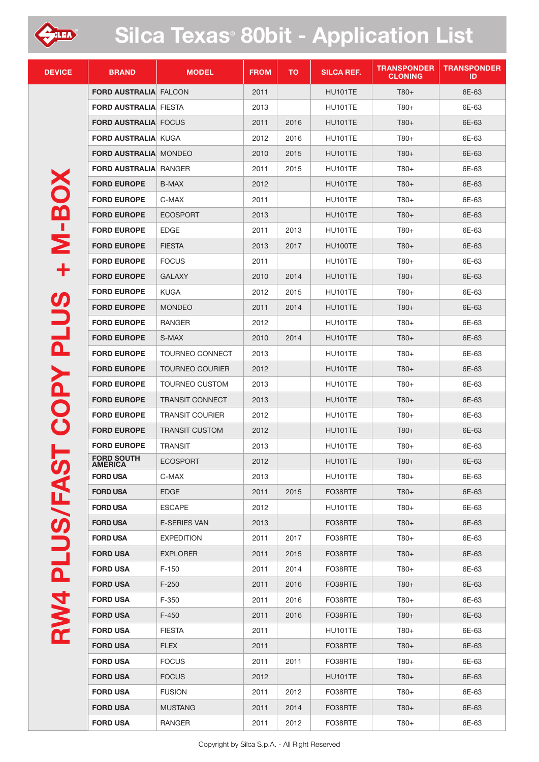# Silca Texas® 80bit - Application List

| DEVICE | BRAND | MODEL | FROM | TO | SILCA REF. | TRANSPONDER CLONING | TRANSPONDER ID |
|---|---|---|---|---|---|---|---|
| RW4 PLUS/FAST COPY PLUS + M-BOX | **FORD AUSTRALIA** | FALCON | 2011 | | HU101TE | T80+ | 6E-63 |
| | **FORD AUSTRALIA** | FIESTA | 2013 | | HU101TE | T80+ | 6E-63 |
| | **FORD AUSTRALIA** | FOCUS | 2011 | 2016 | HU101TE | T80+ | 6E-63 |
| | **FORD AUSTRALIA** | KUGA | 2012 | 2016 | HU101TE | T80+ | 6E-63 |
| | **FORD AUSTRALIA** | MONDEO | 2010 | 2015 | HU101TE | T80+ | 6E-63 |
| | **FORD AUSTRALIA** | RANGER | 2011 | 2015 | HU101TE | T80+ | 6E-63 |
| | **FORD EUROPE** | B-MAX | 2012 | | HU101TE | T80+ | 6E-63 |
| | **FORD EUROPE** | C-MAX | 2011 | | HU101TE | T80+ | 6E-63 |
| | **FORD EUROPE** | ECOSPORT | 2013 | | HU101TE | T80+ | 6E-63 |
| | **FORD EUROPE** | EDGE | 2011 | 2013 | HU101TE | T80+ | 6E-63 |
| | **FORD EUROPE** | FIESTA | 2013 | 2017 | HU100TE | T80+ | 6E-63 |
| | **FORD EUROPE** | FOCUS | 2011 | | HU101TE | T80+ | 6E-63 |
| | **FORD EUROPE** | GALAXY | 2010 | 2014 | HU101TE | T80+ | 6E-63 |
| | **FORD EUROPE** | KUGA | 2012 | 2015 | HU101TE | T80+ | 6E-63 |
| | **FORD EUROPE** | MONDEO | 2011 | 2014 | HU101TE | T80+ | 6E-63 |
| | **FORD EUROPE** | RANGER | 2012 | | HU101TE | T80+ | 6E-63 |
| | **FORD EUROPE** | S-MAX | 2010 | 2014 | HU101TE | T80+ | 6E-63 |
| | **FORD EUROPE** | TOURNEO CONNECT | 2013 | | HU101TE | T80+ | 6E-63 |
| | **FORD EUROPE** | TOURNEO COURIER | 2012 | | HU101TE | T80+ | 6E-63 |
| | **FORD EUROPE** | TOURNEO CUSTOM | 2013 | | HU101TE | T80+ | 6E-63 |
| | **FORD EUROPE** | TRANSIT CONNECT | 2013 | | HU101TE | T80+ | 6E-63 |
| | **FORD EUROPE** | TRANSIT COURIER | 2012 | | HU101TE | T80+ | 6E-63 |
| | **FORD EUROPE** | TRANSIT CUSTOM | 2012 | | HU101TE | T80+ | 6E-63 |
| | **FORD EUROPE** | TRANSIT | 2013 | | HU101TE | T80+ | 6E-63 |
| | **FORD SOUTH AMERICA** | ECOSPORT | 2012 | | HU101TE | T80+ | 6E-63 |
| | **FORD USA** | C-MAX | 2013 | | HU101TE | T80+ | 6E-63 |
| | **FORD USA** | EDGE | 2011 | 2015 | FO38RTE | T80+ | 6E-63 |
| | **FORD USA** | ESCAPE | 2012 | | HU101TE | T80+ | 6E-63 |
| | **FORD USA** | E-SERIES VAN | 2013 | | FO38RTE | T80+ | 6E-63 |
| | **FORD USA** | EXPEDITION | 2011 | 2017 | FO38RTE | T80+ | 6E-63 |
| | **FORD USA** | EXPLORER | 2011 | 2015 | FO38RTE | T80+ | 6E-63 |
| | **FORD USA** | F-150 | 2011 | 2014 | FO38RTE | T80+ | 6E-63 |
| | **FORD USA** | F-250 | 2011 | 2016 | FO38RTE | T80+ | 6E-63 |
| | **FORD USA** | F-350 | 2011 | 2016 | FO38RTE | T80+ | 6E-63 |
| | **FORD USA** | F-450 | 2011 | 2016 | FO38RTE | T80+ | 6E-63 |
| | **FORD USA** | FIESTA | 2011 | | HU101TE | T80+ | 6E-63 |
| | **FORD USA** | FLEX | 2011 | | FO38RTE | T80+ | 6E-63 |
| | **FORD USA** | FOCUS | 2011 | 2011 | FO38RTE | T80+ | 6E-63 |
| | **FORD USA** | FOCUS | 2012 | | HU101TE | T80+ | 6E-63 |
| | **FORD USA** | FUSION | 2011 | 2012 | FO38RTE | T80+ | 6E-63 |
| | **FORD USA** | MUSTANG | 2011 | 2014 | FO38RTE | T80+ | 6E-63 |
| | **FORD USA** | RANGER | 2011 | 2012 | FO38RTE | T80+ | 6E-63 |

Copyright by Silca S.p.A. - All Right Reserved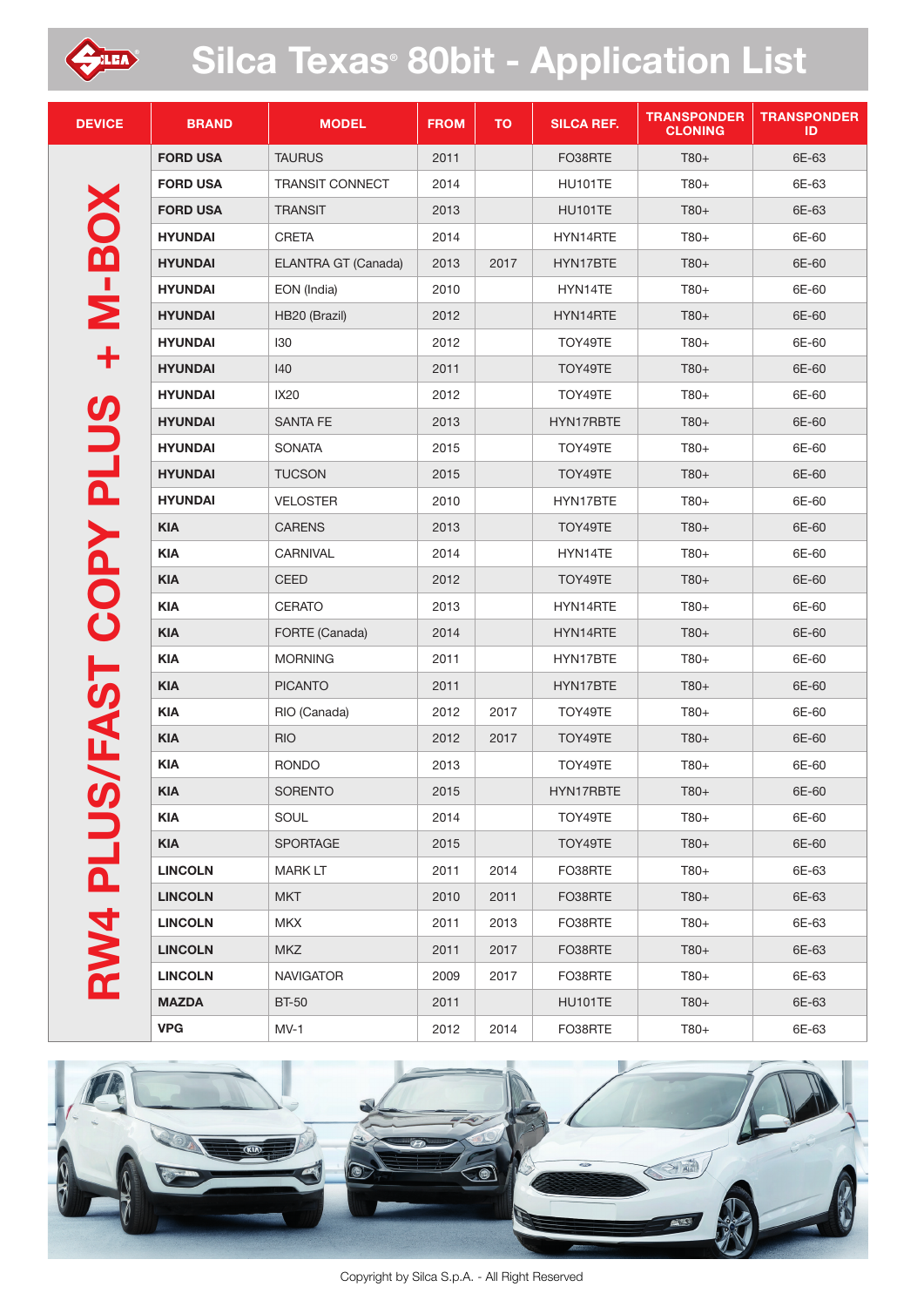# Silca Texas® 80bit - Application List

| DEVICE | BRAND | MODEL | FROM | TO | SILCA REF. | TRANSPONDER CLONING | TRANSPONDER ID |
|---|---|---|---|---|---|---|---|
| RW4 PLUS/FAST COPY PLUS + M-BOX | **FORD USA** | TAURUS | 2011 | | FO38RTE | T80+ | 6E-63 |
| | **FORD USA** | TRANSIT CONNECT | 2014 | | HU101TE | T80+ | 6E-63 |
| | **FORD USA** | TRANSIT | 2013 | | HU101TE | T80+ | 6E-63 |
| | **HYUNDAI** | CRETA | 2014 | | HYN14RTE | T80+ | 6E-60 |
| | **HYUNDAI** | ELANTRA GT (Canada) | 2013 | 2017 | HYN17BTE | T80+ | 6E-60 |
| | **HYUNDAI** | EON (India) | 2010 | | HYN14TE | T80+ | 6E-60 |
| | **HYUNDAI** | HB20 (Brazil) | 2012 | | HYN14RTE | T80+ | 6E-60 |
| | **HYUNDAI** | I30 | 2012 | | TOY49TE | T80+ | 6E-60 |
| | **HYUNDAI** | I40 | 2011 | | TOY49TE | T80+ | 6E-60 |
| | **HYUNDAI** | IX20 | 2012 | | TOY49TE | T80+ | 6E-60 |
| | **HYUNDAI** | SANTA FE | 2013 | | HYN17RBTE | T80+ | 6E-60 |
| | **HYUNDAI** | SONATA | 2015 | | TOY49TE | T80+ | 6E-60 |
| | **HYUNDAI** | TUCSON | 2015 | | TOY49TE | T80+ | 6E-60 |
| | **HYUNDAI** | VELOSTER | 2010 | | HYN17BTE | T80+ | 6E-60 |
| | **KIA** | CARENS | 2013 | | TOY49TE | T80+ | 6E-60 |
| | **KIA** | CARNIVAL | 2014 | | HYN14TE | T80+ | 6E-60 |
| | **KIA** | CEED | 2012 | | TOY49TE | T80+ | 6E-60 |
| | **KIA** | CERATO | 2013 | | HYN14RTE | T80+ | 6E-60 |
| | **KIA** | FORTE (Canada) | 2014 | | HYN14RTE | T80+ | 6E-60 |
| | **KIA** | MORNING | 2011 | | HYN17BTE | T80+ | 6E-60 |
| | **KIA** | PICANTO | 2011 | | HYN17BTE | T80+ | 6E-60 |
| | **KIA** | RIO (Canada) | 2012 | 2017 | TOY49TE | T80+ | 6E-60 |
| | **KIA** | RIO | 2012 | 2017 | TOY49TE | T80+ | 6E-60 |
| | **KIA** | RONDO | 2013 | | TOY49TE | T80+ | 6E-60 |
| | **KIA** | SORENTO | 2015 | | HYN17RBTE | T80+ | 6E-60 |
| | **KIA** | SOUL | 2014 | | TOY49TE | T80+ | 6E-60 |
| | **KIA** | SPORTAGE | 2015 | | TOY49TE | T80+ | 6E-60 |
| | **LINCOLN** | MARK LT | 2011 | 2014 | FO38RTE | T80+ | 6E-63 |
| | **LINCOLN** | MKT | 2010 | 2011 | FO38RTE | T80+ | 6E-63 |
| | **LINCOLN** | MKX | 2011 | 2013 | FO38RTE | T80+ | 6E-63 |
| | **LINCOLN** | MKZ | 2011 | 2017 | FO38RTE | T80+ | 6E-63 |
| | **LINCOLN** | NAVIGATOR | 2009 | 2017 | FO38RTE | T80+ | 6E-63 |
| | **MAZDA** | BT-50 | 2011 | | HU101TE | T80+ | 6E-63 |
| | **VPG** | MV-1 | 2012 | 2014 | FO38RTE | T80+ | 6E-63 |

Copyright by Silca S.p.A. - All Right Reserved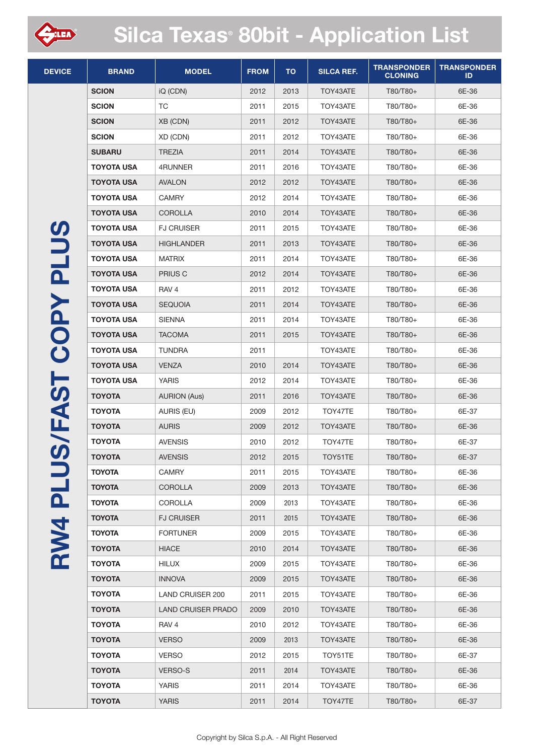# Silca Texas® 80bit - Application List

| DEVICE | BRAND | MODEL | FROM | TO | SILCA REF. | TRANSPONDER CLONING | TRANSPONDER ID |
|---|---|---|---|---|---|---|---|
| RW4 PLUS/FAST COPY PLUS | SCION | iQ (CDN) | 2012 | 2013 | TOY43ATE | T80/T80+ | 6E-36 |
| | SCION | TC | 2011 | 2015 | TOY43ATE | T80/T80+ | 6E-36 |
| | SCION | XB (CDN) | 2011 | 2012 | TOY43ATE | T80/T80+ | 6E-36 |
| | SCION | XD (CDN) | 2011 | 2012 | TOY43ATE | T80/T80+ | 6E-36 |
| | SUBARU | TREZIA | 2011 | 2014 | TOY43ATE | T80/T80+ | 6E-36 |
| | TOYOTA USA | 4RUNNER | 2011 | 2016 | TOY43ATE | T80/T80+ | 6E-36 |
| | TOYOTA USA | AVALON | 2012 | 2012 | TOY43ATE | T80/T80+ | 6E-36 |
| | TOYOTA USA | CAMRY | 2012 | 2014 | TOY43ATE | T80/T80+ | 6E-36 |
| | TOYOTA USA | COROLLA | 2010 | 2014 | TOY43ATE | T80/T80+ | 6E-36 |
| | TOYOTA USA | FJ CRUISER | 2011 | 2015 | TOY43ATE | T80/T80+ | 6E-36 |
| | TOYOTA USA | HIGHLANDER | 2011 | 2013 | TOY43ATE | T80/T80+ | 6E-36 |
| | TOYOTA USA | MATRIX | 2011 | 2014 | TOY43ATE | T80/T80+ | 6E-36 |
| | TOYOTA USA | PRIUS C | 2012 | 2014 | TOY43ATE | T80/T80+ | 6E-36 |
| | TOYOTA USA | RAV 4 | 2011 | 2012 | TOY43ATE | T80/T80+ | 6E-36 |
| | TOYOTA USA | SEQUOIA | 2011 | 2014 | TOY43ATE | T80/T80+ | 6E-36 |
| | TOYOTA USA | SIENNA | 2011 | 2014 | TOY43ATE | T80/T80+ | 6E-36 |
| | TOYOTA USA | TACOMA | 2011 | 2015 | TOY43ATE | T80/T80+ | 6E-36 |
| | TOYOTA USA | TUNDRA | 2011 | | TOY43ATE | T80/T80+ | 6E-36 |
| | TOYOTA USA | VENZA | 2010 | 2014 | TOY43ATE | T80/T80+ | 6E-36 |
| | TOYOTA USA | YARIS | 2012 | 2014 | TOY43ATE | T80/T80+ | 6E-36 |
| | TOYOTA | AURION (Aus) | 2011 | 2016 | TOY43ATE | T80/T80+ | 6E-36 |
| | TOYOTA | AURIS (EU) | 2009 | 2012 | TOY47TE | T80/T80+ | 6E-37 |
| | TOYOTA | AURIS | 2009 | 2012 | TOY43ATE | T80/T80+ | 6E-36 |
| | TOYOTA | AVENSIS | 2010 | 2012 | TOY47TE | T80/T80+ | 6E-37 |
| | TOYOTA | AVENSIS | 2012 | 2015 | TOY51TE | T80/T80+ | 6E-37 |
| | TOYOTA | CAMRY | 2011 | 2015 | TOY43ATE | T80/T80+ | 6E-36 |
| | TOYOTA | COROLLA | 2009 | 2013 | TOY43ATE | T80/T80+ | 6E-36 |
| | TOYOTA | COROLLA | 2009 | 2013 | TOY43ATE | T80/T80+ | 6E-36 |
| | TOYOTA | FJ CRUISER | 2011 | 2015 | TOY43ATE | T80/T80+ | 6E-36 |
| | TOYOTA | FORTUNER | 2009 | 2015 | TOY43ATE | T80/T80+ | 6E-36 |
| | TOYOTA | HIACE | 2010 | 2014 | TOY43ATE | T80/T80+ | 6E-36 |
| | TOYOTA | HILUX | 2009 | 2015 | TOY43ATE | T80/T80+ | 6E-36 |
| | TOYOTA | INNOVA | 2009 | 2015 | TOY43ATE | T80/T80+ | 6E-36 |
| | TOYOTA | LAND CRUISER 200 | 2011 | 2015 | TOY43ATE | T80/T80+ | 6E-36 |
| | TOYOTA | LAND CRUISER PRADO | 2009 | 2010 | TOY43ATE | T80/T80+ | 6E-36 |
| | TOYOTA | RAV 4 | 2010 | 2012 | TOY43ATE | T80/T80+ | 6E-36 |
| | TOYOTA | VERSO | 2009 | 2013 | TOY43ATE | T80/T80+ | 6E-36 |
| | TOYOTA | VERSO | 2012 | 2015 | TOY51TE | T80/T80+ | 6E-37 |
| | TOYOTA | VERSO-S | 2011 | 2014 | TOY43ATE | T80/T80+ | 6E-36 |
| | TOYOTA | YARIS | 2011 | 2014 | TOY43ATE | T80/T80+ | 6E-36 |
| | TOYOTA | YARIS | 2011 | 2014 | TOY47TE | T80/T80+ | 6E-37 |

Copyright by Silca S.p.A. - All Right Reserved